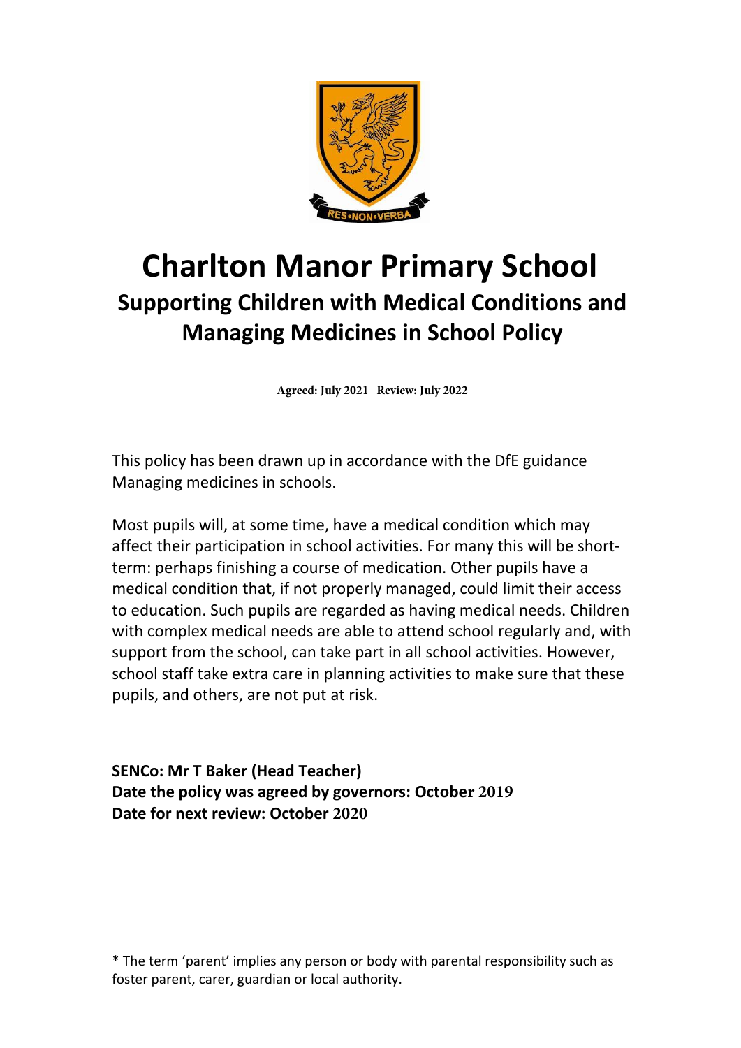# Charlton Manor Primary School

## Supporting Children with Medical Conditions and Managing Medicines in School Policy

**Agreed: July 2021 Review: July 2022**

This policy has been drawn up in accordance with the DfE guidance Managing medicines in schools.

Most pupils will, at some time, have a medical condition which may affect their participation in school activities. For many this will be short-term: perhaps finishing a course of medication. Other pupils have a medical condition that, if not properly managed, could limit their access to education. Such pupils are regarded as having medical needs. Children with complex medical needs are able to attend school regularly and, with support from the school, can take part in all school activities. However, school staff take extra care in planning activities to make sure that these pupils, and others, are not put at risk.

**SENCo: Mr T Baker (Head Teacher)**
**Date the policy was agreed by governors: October 2019**
**Date for next review: October 2020**

* The term 'parent' implies any person or body with parental responsibility such as foster parent, carer, guardian or local authority.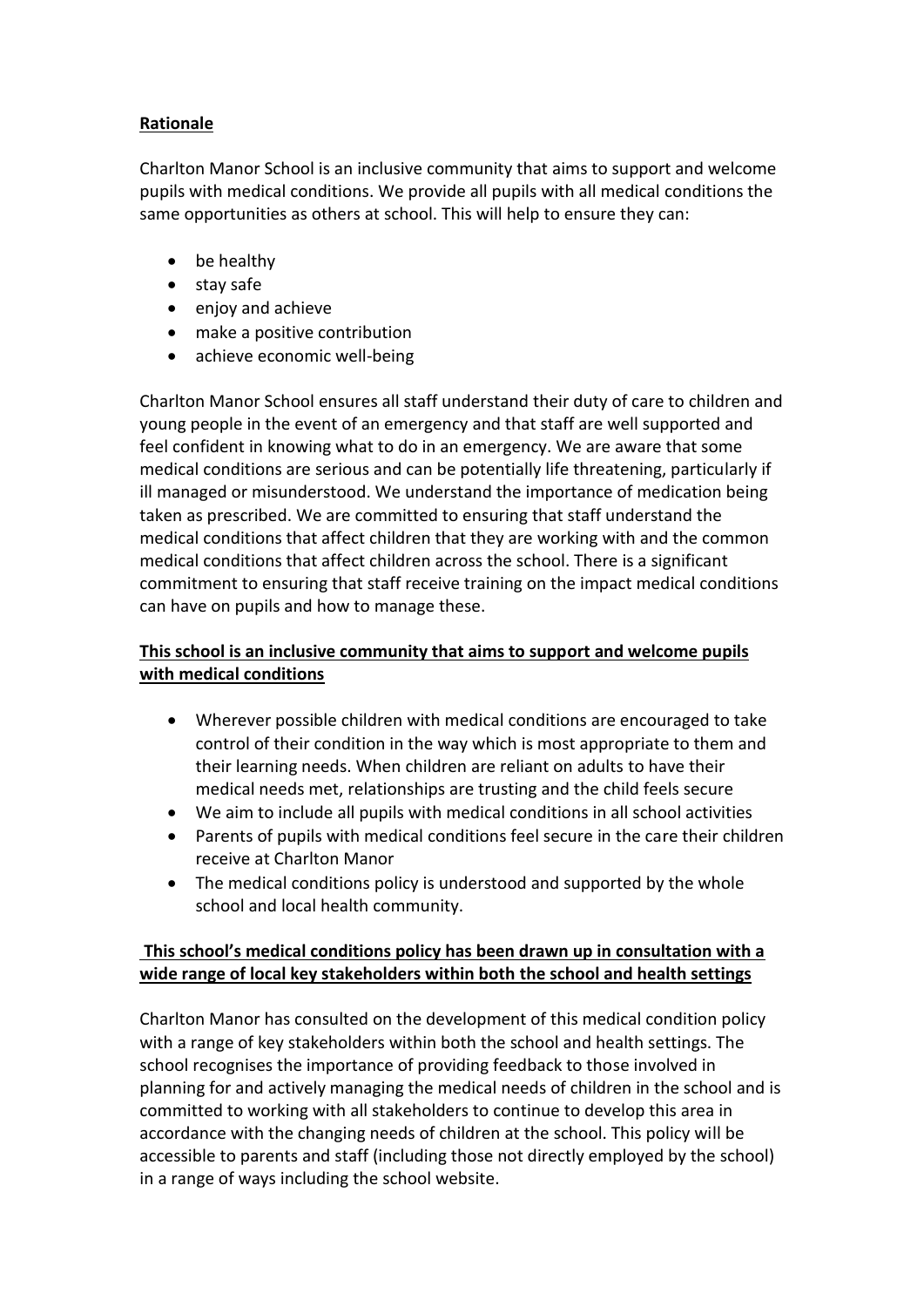## Rationale

Charlton Manor School is an inclusive community that aims to support and welcome pupils with medical conditions. We provide all pupils with all medical conditions the same opportunities as others at school. This will help to ensure they can:

- be healthy
- stay safe
- enjoy and achieve
- make a positive contribution
- achieve economic well-being

Charlton Manor School ensures all staff understand their duty of care to children and young people in the event of an emergency and that staff are well supported and feel confident in knowing what to do in an emergency. We are aware that some medical conditions are serious and can be potentially life threatening, particularly if ill managed or misunderstood. We understand the importance of medication being taken as prescribed. We are committed to ensuring that staff understand the medical conditions that affect children that they are working with and the common medical conditions that affect children across the school. There is a significant commitment to ensuring that staff receive training on the impact medical conditions can have on pupils and how to manage these.

## This school is an inclusive community that aims to support and welcome pupils with medical conditions

- Wherever possible children with medical conditions are encouraged to take control of their condition in the way which is most appropriate to them and their learning needs. When children are reliant on adults to have their medical needs met, relationships are trusting and the child feels secure
- We aim to include all pupils with medical conditions in all school activities
- Parents of pupils with medical conditions feel secure in the care their children receive at Charlton Manor
- The medical conditions policy is understood and supported by the whole school and local health community.

## This school's medical conditions policy has been drawn up in consultation with a wide range of local key stakeholders within both the school and health settings

Charlton Manor has consulted on the development of this medical condition policy with a range of key stakeholders within both the school and health settings. The school recognises the importance of providing feedback to those involved in planning for and actively managing the medical needs of children in the school and is committed to working with all stakeholders to continue to develop this area in accordance with the changing needs of children at the school. This policy will be accessible to parents and staff (including those not directly employed by the school) in a range of ways including the school website.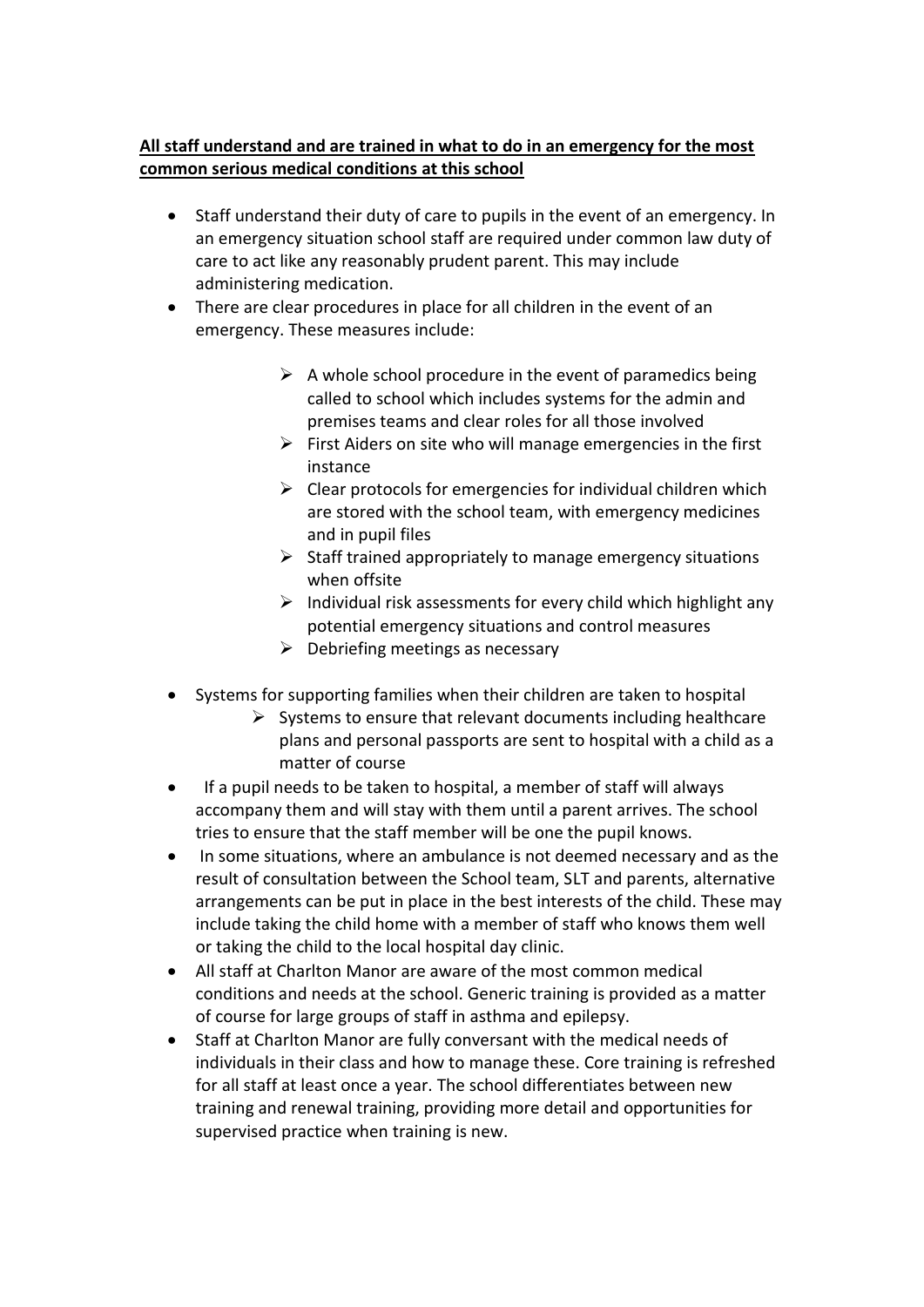**All staff understand and are trained in what to do in an emergency for the most common serious medical conditions at this school**

- Staff understand their duty of care to pupils in the event of an emergency. In an emergency situation school staff are required under common law duty of care to act like any reasonably prudent parent. This may include administering medication.
- There are clear procedures in place for all children in the event of an emergency. These measures include:
    - A whole school procedure in the event of paramedics being called to school which includes systems for the admin and premises teams and clear roles for all those involved
    - First Aiders on site who will manage emergencies in the first instance
    - Clear protocols for emergencies for individual children which are stored with the school team, with emergency medicines and in pupil files
    - Staff trained appropriately to manage emergency situations when offsite
    - Individual risk assessments for every child which highlight any potential emergency situations and control measures
    - Debriefing meetings as necessary
- Systems for supporting families when their children are taken to hospital
    - Systems to ensure that relevant documents including healthcare plans and personal passports are sent to hospital with a child as a matter of course
- If a pupil needs to be taken to hospital, a member of staff will always accompany them and will stay with them until a parent arrives. The school tries to ensure that the staff member will be one the pupil knows.
- In some situations, where an ambulance is not deemed necessary and as the result of consultation between the School team, SLT and parents, alternative arrangements can be put in place in the best interests of the child. These may include taking the child home with a member of staff who knows them well or taking the child to the local hospital day clinic.
- All staff at Charlton Manor are aware of the most common medical conditions and needs at the school. Generic training is provided as a matter of course for large groups of staff in asthma and epilepsy.
- Staff at Charlton Manor are fully conversant with the medical needs of individuals in their class and how to manage these. Core training is refreshed for all staff at least once a year. The school differentiates between new training and renewal training, providing more detail and opportunities for supervised practice when training is new.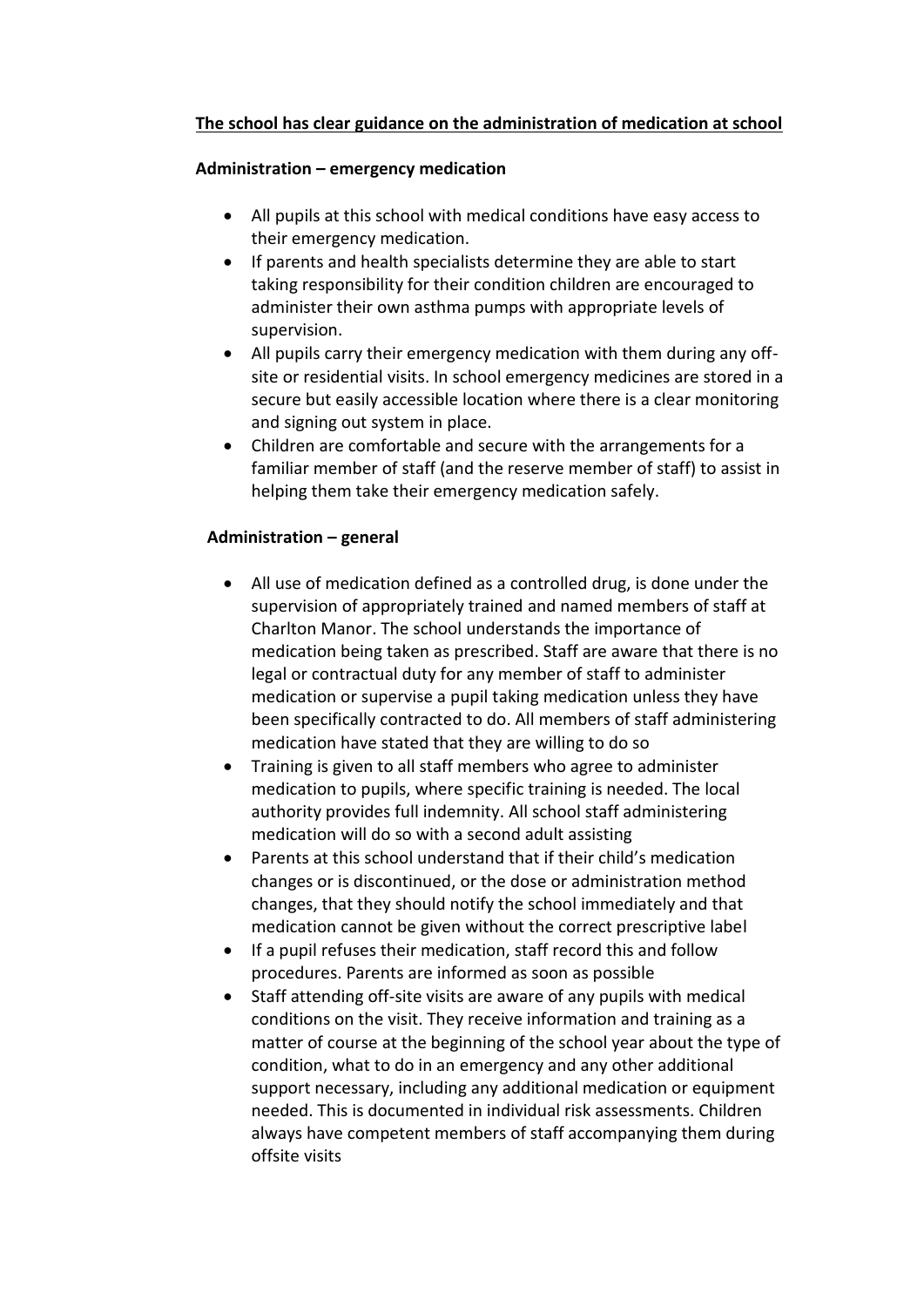**The school has clear guidance on the administration of medication at school**

**Administration – emergency medication**

- All pupils at this school with medical conditions have easy access to their emergency medication.
- If parents and health specialists determine they are able to start taking responsibility for their condition children are encouraged to administer their own asthma pumps with appropriate levels of supervision.
- All pupils carry their emergency medication with them during any off-site or residential visits. In school emergency medicines are stored in a secure but easily accessible location where there is a clear monitoring and signing out system in place.
- Children are comfortable and secure with the arrangements for a familiar member of staff (and the reserve member of staff) to assist in helping them take their emergency medication safely.

**Administration – general**

- All use of medication defined as a controlled drug, is done under the supervision of appropriately trained and named members of staff at Charlton Manor. The school understands the importance of medication being taken as prescribed. Staff are aware that there is no legal or contractual duty for any member of staff to administer medication or supervise a pupil taking medication unless they have been specifically contracted to do. All members of staff administering medication have stated that they are willing to do so
- Training is given to all staff members who agree to administer medication to pupils, where specific training is needed. The local authority provides full indemnity. All school staff administering medication will do so with a second adult assisting
- Parents at this school understand that if their child's medication changes or is discontinued, or the dose or administration method changes, that they should notify the school immediately and that medication cannot be given without the correct prescriptive label
- If a pupil refuses their medication, staff record this and follow procedures. Parents are informed as soon as possible
- Staff attending off-site visits are aware of any pupils with medical conditions on the visit. They receive information and training as a matter of course at the beginning of the school year about the type of condition, what to do in an emergency and any other additional support necessary, including any additional medication or equipment needed. This is documented in individual risk assessments. Children always have competent members of staff accompanying them during offsite visits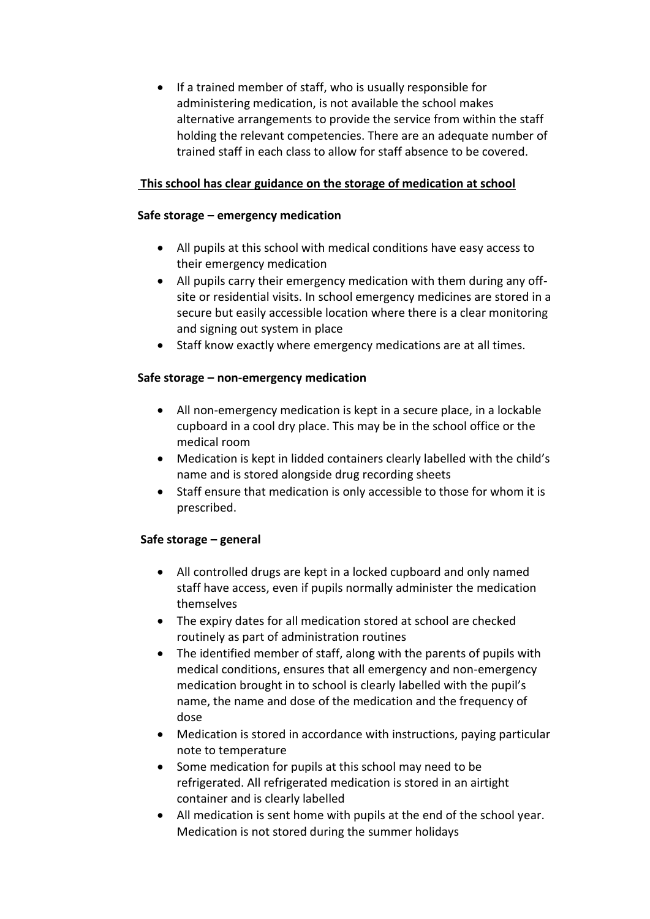- If a trained member of staff, who is usually responsible for administering medication, is not available the school makes alternative arrangements to provide the service from within the staff holding the relevant competencies. There are an adequate number of trained staff in each class to allow for staff absence to be covered.

**This school has clear guidance on the storage of medication at school**

**Safe storage – emergency medication**

- All pupils at this school with medical conditions have easy access to their emergency medication
- All pupils carry their emergency medication with them during any off-site or residential visits. In school emergency medicines are stored in a secure but easily accessible location where there is a clear monitoring and signing out system in place
- Staff know exactly where emergency medications are at all times.

**Safe storage – non-emergency medication**

- All non-emergency medication is kept in a secure place, in a lockable cupboard in a cool dry place. This may be in the school office or the medical room
- Medication is kept in lidded containers clearly labelled with the child's name and is stored alongside drug recording sheets
- Staff ensure that medication is only accessible to those for whom it is prescribed.

**Safe storage – general**

- All controlled drugs are kept in a locked cupboard and only named staff have access, even if pupils normally administer the medication themselves
- The expiry dates for all medication stored at school are checked routinely as part of administration routines
- The identified member of staff, along with the parents of pupils with medical conditions, ensures that all emergency and non-emergency medication brought in to school is clearly labelled with the pupil's name, the name and dose of the medication and the frequency of dose
- Medication is stored in accordance with instructions, paying particular note to temperature
- Some medication for pupils at this school may need to be refrigerated. All refrigerated medication is stored in an airtight container and is clearly labelled
- All medication is sent home with pupils at the end of the school year. Medication is not stored during the summer holidays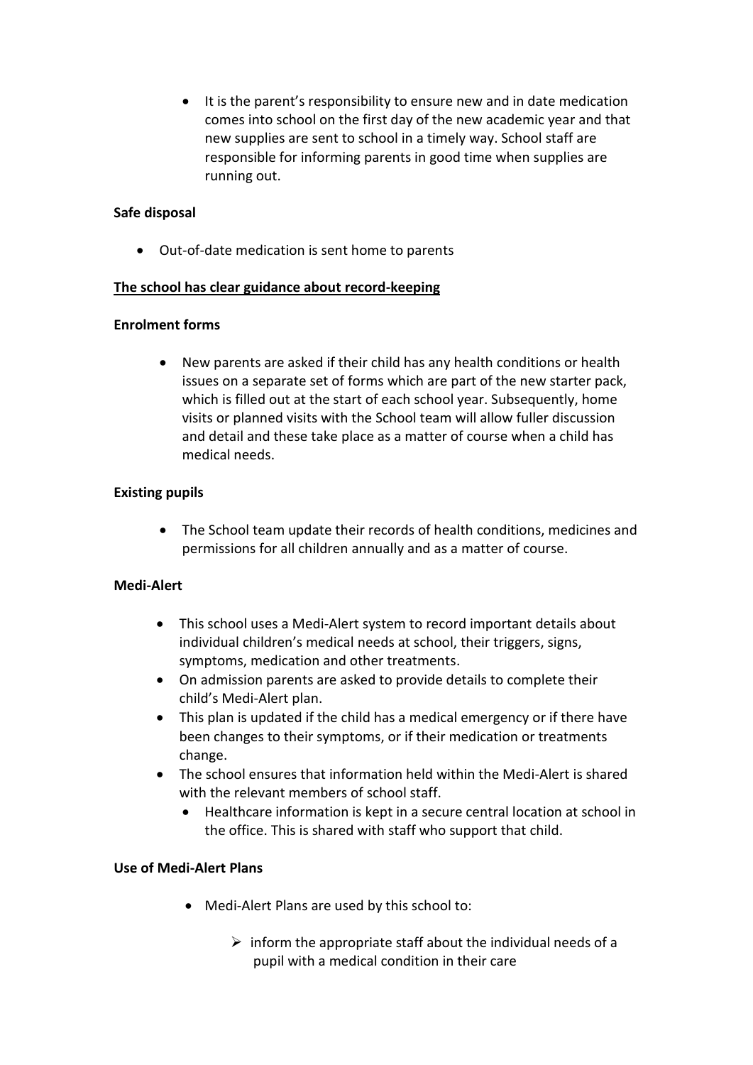- It is the parent's responsibility to ensure new and in date medication comes into school on the first day of the new academic year and that new supplies are sent to school in a timely way. School staff are responsible for informing parents in good time when supplies are running out.

**Safe disposal**

- Out-of-date medication is sent home to parents

**The school has clear guidance about record-keeping**

**Enrolment forms**

- New parents are asked if their child has any health conditions or health issues on a separate set of forms which are part of the new starter pack, which is filled out at the start of each school year. Subsequently, home visits or planned visits with the School team will allow fuller discussion and detail and these take place as a matter of course when a child has medical needs.

**Existing pupils**

- The School team update their records of health conditions, medicines and permissions for all children annually and as a matter of course.

**Medi-Alert**

- This school uses a Medi-Alert system to record important details about individual children's medical needs at school, their triggers, signs, symptoms, medication and other treatments.
- On admission parents are asked to provide details to complete their child's Medi-Alert plan.
- This plan is updated if the child has a medical emergency or if there have been changes to their symptoms, or if their medication or treatments change.
- The school ensures that information held within the Medi-Alert is shared with the relevant members of school staff.
  - Healthcare information is kept in a secure central location at school in the office. This is shared with staff who support that child.

**Use of Medi-Alert Plans**

- Medi-Alert Plans are used by this school to:
  - inform the appropriate staff about the individual needs of a pupil with a medical condition in their care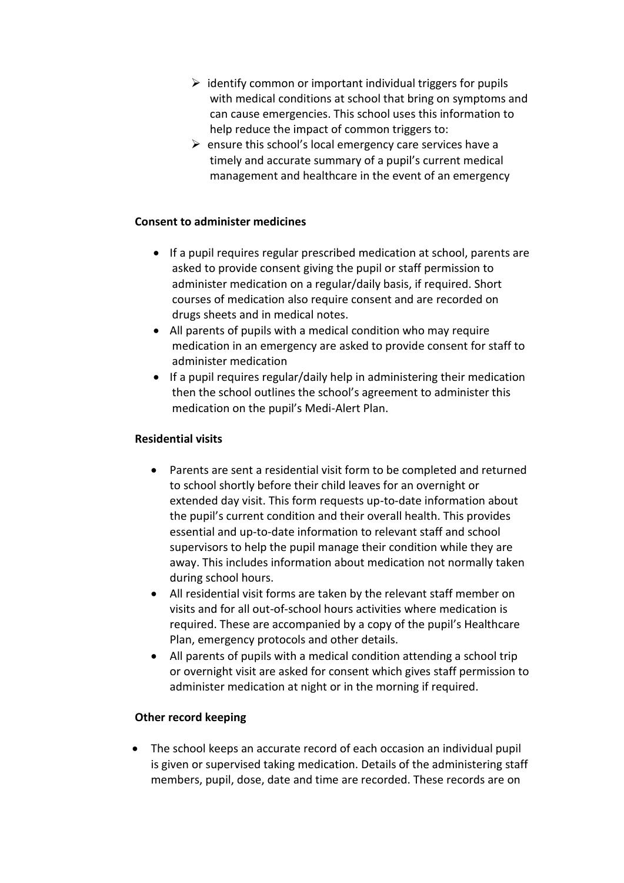- identify common or important individual triggers for pupils with medical conditions at school that bring on symptoms and can cause emergencies. This school uses this information to help reduce the impact of common triggers to:
- ensure this school's local emergency care services have a timely and accurate summary of a pupil's current medical management and healthcare in the event of an emergency

**Consent to administer medicines**

- If a pupil requires regular prescribed medication at school, parents are asked to provide consent giving the pupil or staff permission to administer medication on a regular/daily basis, if required. Short courses of medication also require consent and are recorded on drugs sheets and in medical notes.
- All parents of pupils with a medical condition who may require medication in an emergency are asked to provide consent for staff to administer medication
- If a pupil requires regular/daily help in administering their medication then the school outlines the school's agreement to administer this medication on the pupil's Medi-Alert Plan.

**Residential visits**

- Parents are sent a residential visit form to be completed and returned to school shortly before their child leaves for an overnight or extended day visit. This form requests up-to-date information about the pupil's current condition and their overall health. This provides essential and up-to-date information to relevant staff and school supervisors to help the pupil manage their condition while they are away. This includes information about medication not normally taken during school hours.
- All residential visit forms are taken by the relevant staff member on visits and for all out-of-school hours activities where medication is required. These are accompanied by a copy of the pupil's Healthcare Plan, emergency protocols and other details.
- All parents of pupils with a medical condition attending a school trip or overnight visit are asked for consent which gives staff permission to administer medication at night or in the morning if required.

**Other record keeping**

- The school keeps an accurate record of each occasion an individual pupil is given or supervised taking medication. Details of the administering staff members, pupil, dose, date and time are recorded. These records are on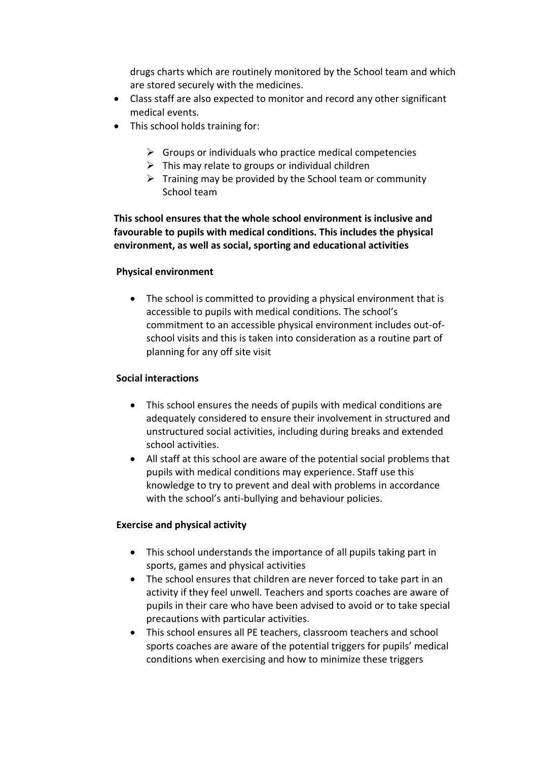drugs charts which are routinely monitored by the School team and which are stored securely with the medicines.

- Class staff are also expected to monitor and record any other significant medical events.
- This school holds training for:
  - Groups or individuals who practice medical competencies
  - This may relate to groups or individual children
  - Training may be provided by the School team or community School team

**This school ensures that the whole school environment is inclusive and favourable to pupils with medical conditions. This includes the physical environment, as well as social, sporting and educational activities**

**Physical environment**

- The school is committed to providing a physical environment that is accessible to pupils with medical conditions. The school's commitment to an accessible physical environment includes out-of-school visits and this is taken into consideration as a routine part of planning for any off site visit

**Social interactions**

- This school ensures the needs of pupils with medical conditions are adequately considered to ensure their involvement in structured and unstructured social activities, including during breaks and extended school activities.
- All staff at this school are aware of the potential social problems that pupils with medical conditions may experience. Staff use this knowledge to try to prevent and deal with problems in accordance with the school's anti-bullying and behaviour policies.

**Exercise and physical activity**

- This school understands the importance of all pupils taking part in sports, games and physical activities
- The school ensures that children are never forced to take part in an activity if they feel unwell. Teachers and sports coaches are aware of pupils in their care who have been advised to avoid or to take special precautions with particular activities.
- This school ensures all PE teachers, classroom teachers and school sports coaches are aware of the potential triggers for pupils' medical conditions when exercising and how to minimize these triggers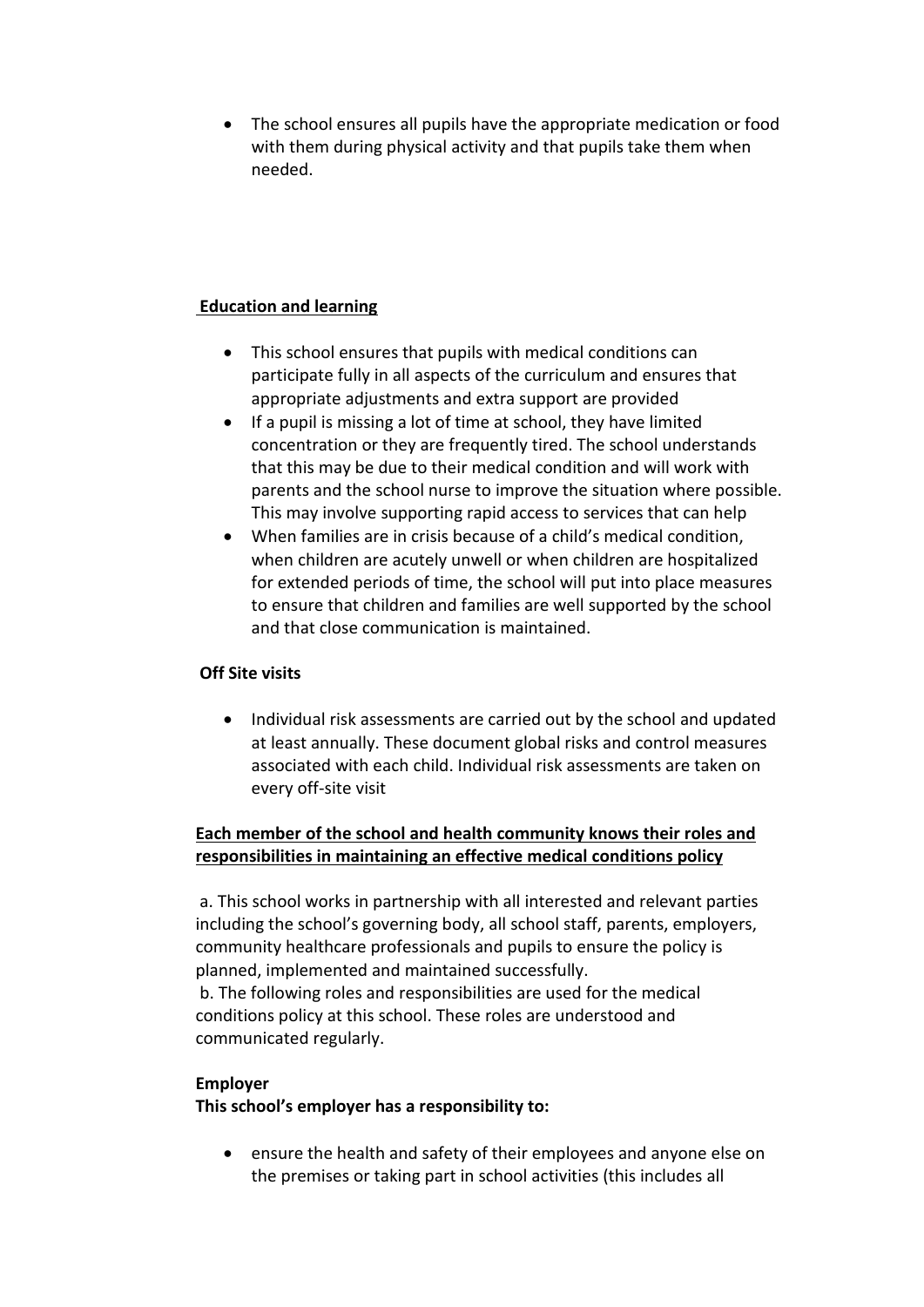- The school ensures all pupils have the appropriate medication or food with them during physical activity and that pupils take them when needed.

**Education and learning**

- This school ensures that pupils with medical conditions can participate fully in all aspects of the curriculum and ensures that appropriate adjustments and extra support are provided
- If a pupil is missing a lot of time at school, they have limited concentration or they are frequently tired. The school understands that this may be due to their medical condition and will work with parents and the school nurse to improve the situation where possible. This may involve supporting rapid access to services that can help
- When families are in crisis because of a child's medical condition, when children are acutely unwell or when children are hospitalized for extended periods of time, the school will put into place measures to ensure that children and families are well supported by the school and that close communication is maintained.

**Off Site visits**

- Individual risk assessments are carried out by the school and updated at least annually. These document global risks and control measures associated with each child. Individual risk assessments are taken on every off-site visit

**Each member of the school and health community knows their roles and responsibilities in maintaining an effective medical conditions policy**

a. This school works in partnership with all interested and relevant parties including the school's governing body, all school staff, parents, employers, community healthcare professionals and pupils to ensure the policy is planned, implemented and maintained successfully.
b. The following roles and responsibilities are used for the medical conditions policy at this school. These roles are understood and communicated regularly.

**Employer**
**This school's employer has a responsibility to:**

- ensure the health and safety of their employees and anyone else on the premises or taking part in school activities (this includes all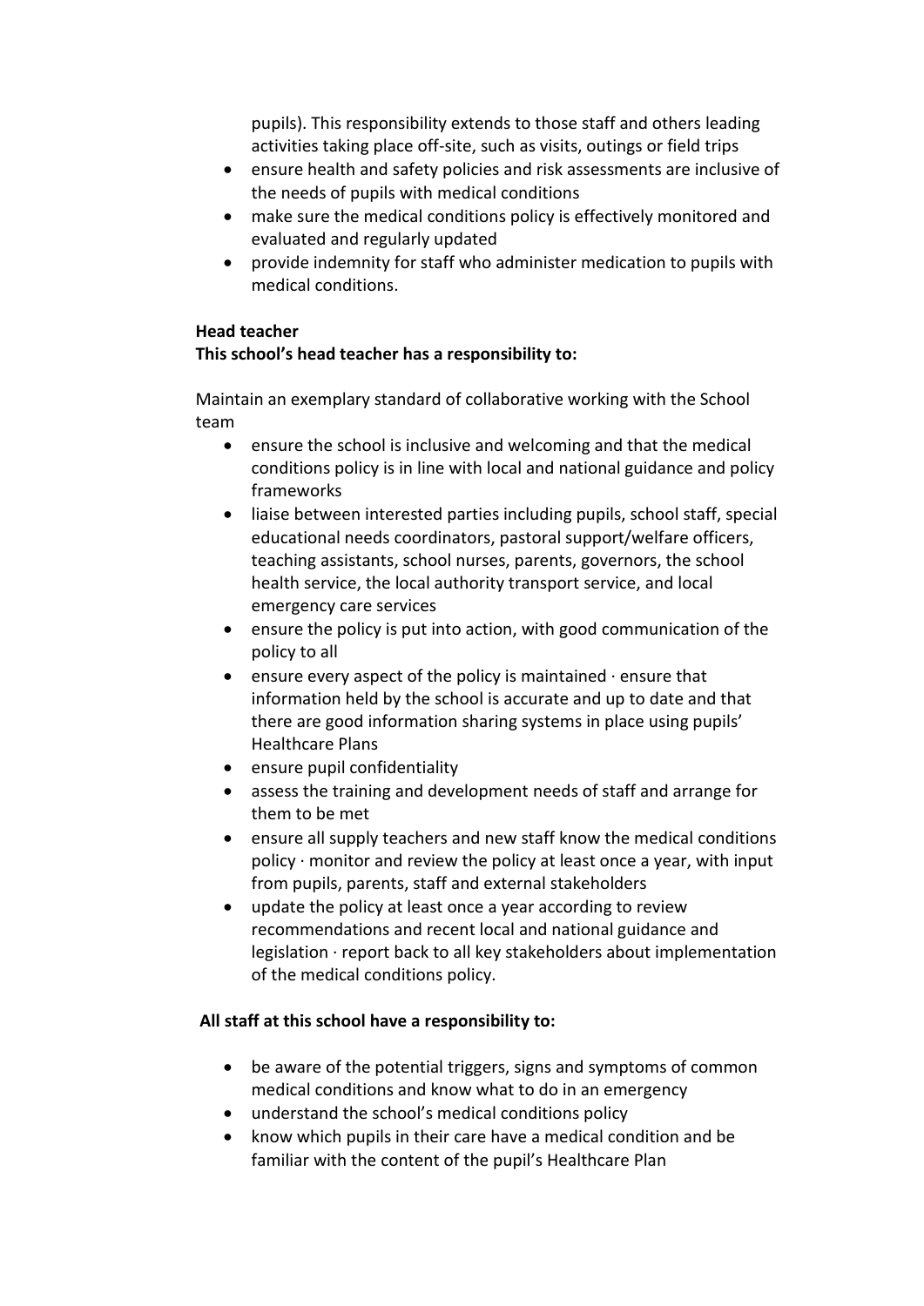pupils). This responsibility extends to those staff and others leading activities taking place off-site, such as visits, outings or field trips

- ensure health and safety policies and risk assessments are inclusive of the needs of pupils with medical conditions
- make sure the medical conditions policy is effectively monitored and evaluated and regularly updated
- provide indemnity for staff who administer medication to pupils with medical conditions.

**Head teacher**
**This school's head teacher has a responsibility to:**

Maintain an exemplary standard of collaborative working with the School team

- ensure the school is inclusive and welcoming and that the medical conditions policy is in line with local and national guidance and policy frameworks
- liaise between interested parties including pupils, school staff, special educational needs coordinators, pastoral support/welfare officers, teaching assistants, school nurses, parents, governors, the school health service, the local authority transport service, and local emergency care services
- ensure the policy is put into action, with good communication of the policy to all
- ensure every aspect of the policy is maintained · ensure that information held by the school is accurate and up to date and that there are good information sharing systems in place using pupils' Healthcare Plans
- ensure pupil confidentiality
- assess the training and development needs of staff and arrange for them to be met
- ensure all supply teachers and new staff know the medical conditions policy · monitor and review the policy at least once a year, with input from pupils, parents, staff and external stakeholders
- update the policy at least once a year according to review recommendations and recent local and national guidance and legislation · report back to all key stakeholders about implementation of the medical conditions policy.

**All staff at this school have a responsibility to:**

- be aware of the potential triggers, signs and symptoms of common medical conditions and know what to do in an emergency
- understand the school's medical conditions policy
- know which pupils in their care have a medical condition and be familiar with the content of the pupil's Healthcare Plan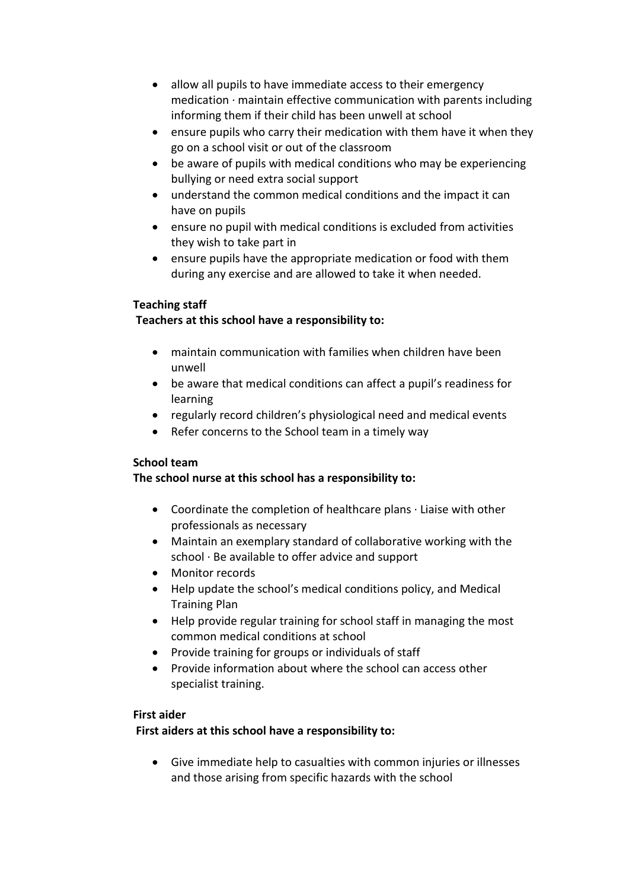- allow all pupils to have immediate access to their emergency medication · maintain effective communication with parents including informing them if their child has been unwell at school
- ensure pupils who carry their medication with them have it when they go on a school visit or out of the classroom
- be aware of pupils with medical conditions who may be experiencing bullying or need extra social support
- understand the common medical conditions and the impact it can have on pupils
- ensure no pupil with medical conditions is excluded from activities they wish to take part in
- ensure pupils have the appropriate medication or food with them during any exercise and are allowed to take it when needed.

**Teaching staff**

**Teachers at this school have a responsibility to:**

- maintain communication with families when children have been unwell
- be aware that medical conditions can affect a pupil's readiness for learning
- regularly record children's physiological need and medical events
- Refer concerns to the School team in a timely way

**School team**

**The school nurse at this school has a responsibility to:**

- Coordinate the completion of healthcare plans · Liaise with other professionals as necessary
- Maintain an exemplary standard of collaborative working with the school · Be available to offer advice and support
- Monitor records
- Help update the school's medical conditions policy, and Medical Training Plan
- Help provide regular training for school staff in managing the most common medical conditions at school
- Provide training for groups or individuals of staff
- Provide information about where the school can access other specialist training.

**First aider**

**First aiders at this school have a responsibility to:**

- Give immediate help to casualties with common injuries or illnesses and those arising from specific hazards with the school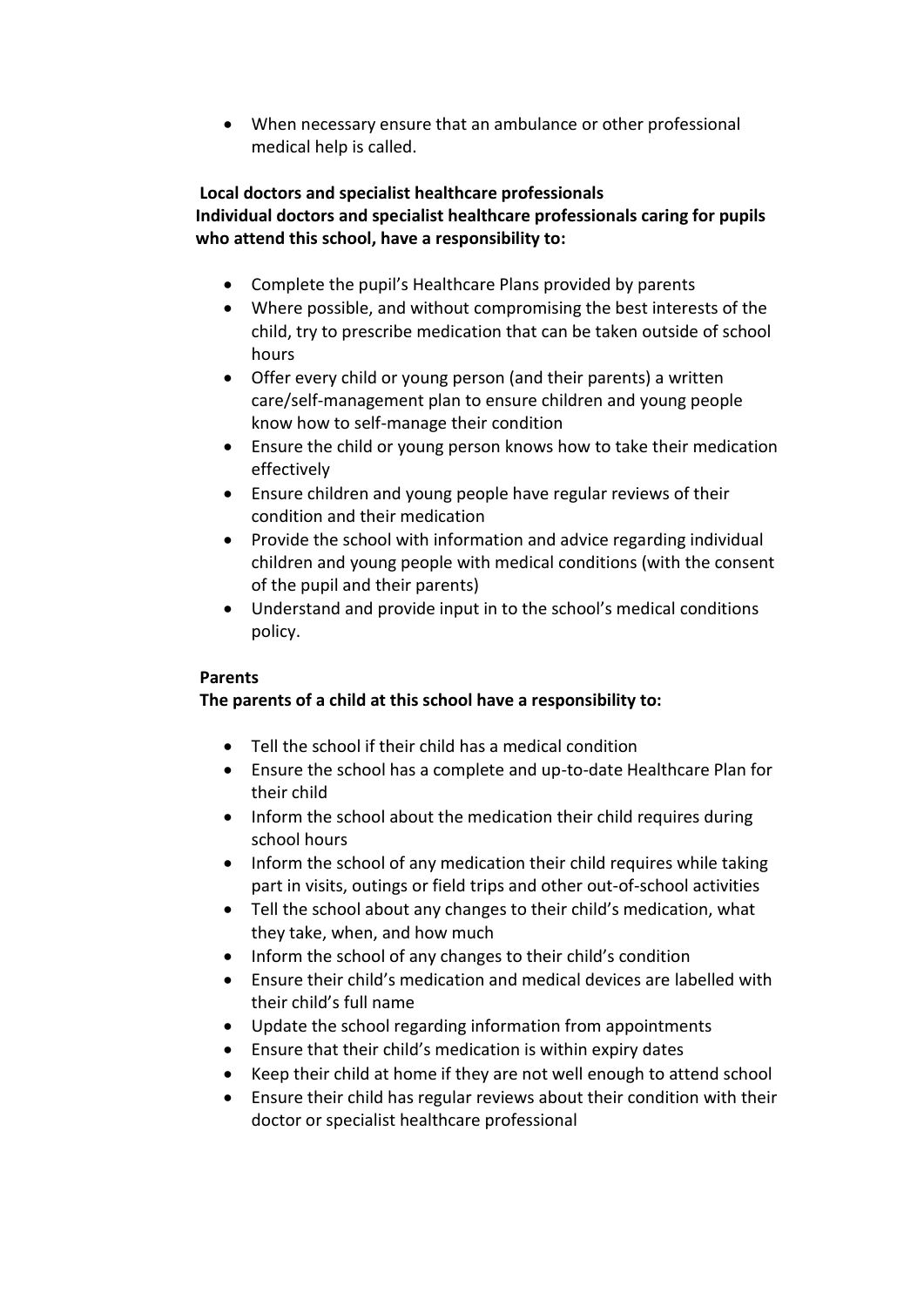- When necessary ensure that an ambulance or other professional medical help is called.

**Local doctors and specialist healthcare professionals**
**Individual doctors and specialist healthcare professionals caring for pupils who attend this school, have a responsibility to:**

- Complete the pupil's Healthcare Plans provided by parents
- Where possible, and without compromising the best interests of the child, try to prescribe medication that can be taken outside of school hours
- Offer every child or young person (and their parents) a written care/self-management plan to ensure children and young people know how to self-manage their condition
- Ensure the child or young person knows how to take their medication effectively
- Ensure children and young people have regular reviews of their condition and their medication
- Provide the school with information and advice regarding individual children and young people with medical conditions (with the consent of the pupil and their parents)
- Understand and provide input in to the school's medical conditions policy.

**Parents**
**The parents of a child at this school have a responsibility to:**

- Tell the school if their child has a medical condition
- Ensure the school has a complete and up-to-date Healthcare Plan for their child
- Inform the school about the medication their child requires during school hours
- Inform the school of any medication their child requires while taking part in visits, outings or field trips and other out-of-school activities
- Tell the school about any changes to their child's medication, what they take, when, and how much
- Inform the school of any changes to their child's condition
- Ensure their child's medication and medical devices are labelled with their child's full name
- Update the school regarding information from appointments
- Ensure that their child's medication is within expiry dates
- Keep their child at home if they are not well enough to attend school
- Ensure their child has regular reviews about their condition with their doctor or specialist healthcare professional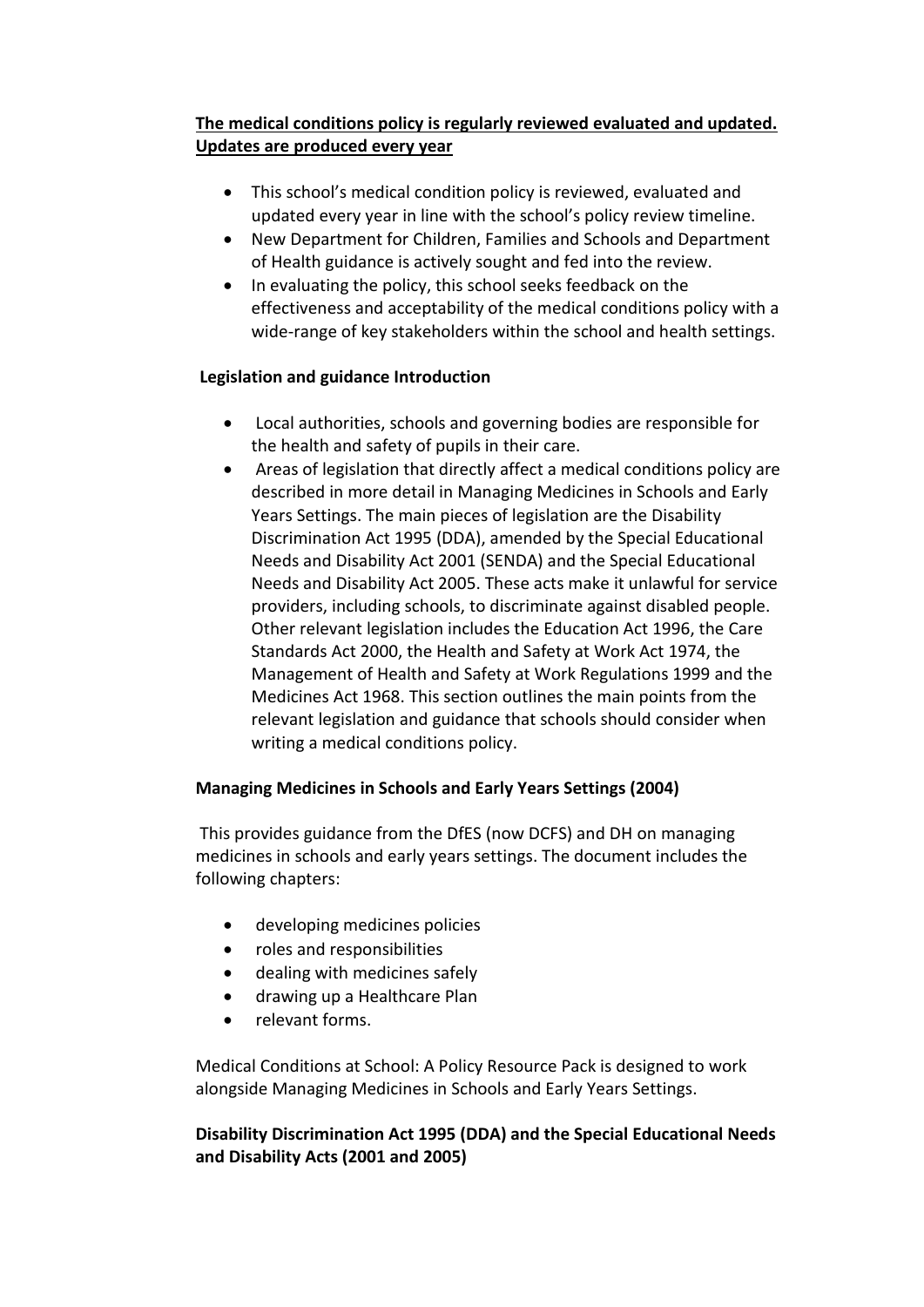**The medical conditions policy is regularly reviewed evaluated and updated. Updates are produced every year**

- This school's medical condition policy is reviewed, evaluated and updated every year in line with the school's policy review timeline.
- New Department for Children, Families and Schools and Department of Health guidance is actively sought and fed into the review.
- In evaluating the policy, this school seeks feedback on the effectiveness and acceptability of the medical conditions policy with a wide-range of key stakeholders within the school and health settings.

**Legislation and guidance Introduction**

- Local authorities, schools and governing bodies are responsible for the health and safety of pupils in their care.
- Areas of legislation that directly affect a medical conditions policy are described in more detail in Managing Medicines in Schools and Early Years Settings. The main pieces of legislation are the Disability Discrimination Act 1995 (DDA), amended by the Special Educational Needs and Disability Act 2001 (SENDA) and the Special Educational Needs and Disability Act 2005. These acts make it unlawful for service providers, including schools, to discriminate against disabled people. Other relevant legislation includes the Education Act 1996, the Care Standards Act 2000, the Health and Safety at Work Act 1974, the Management of Health and Safety at Work Regulations 1999 and the Medicines Act 1968. This section outlines the main points from the relevant legislation and guidance that schools should consider when writing a medical conditions policy.

**Managing Medicines in Schools and Early Years Settings (2004)**

This provides guidance from the DfES (now DCFS) and DH on managing medicines in schools and early years settings. The document includes the following chapters:

- developing medicines policies
- roles and responsibilities
- dealing with medicines safely
- drawing up a Healthcare Plan
- relevant forms.

Medical Conditions at School: A Policy Resource Pack is designed to work alongside Managing Medicines in Schools and Early Years Settings.

**Disability Discrimination Act 1995 (DDA) and the Special Educational Needs and Disability Acts (2001 and 2005)**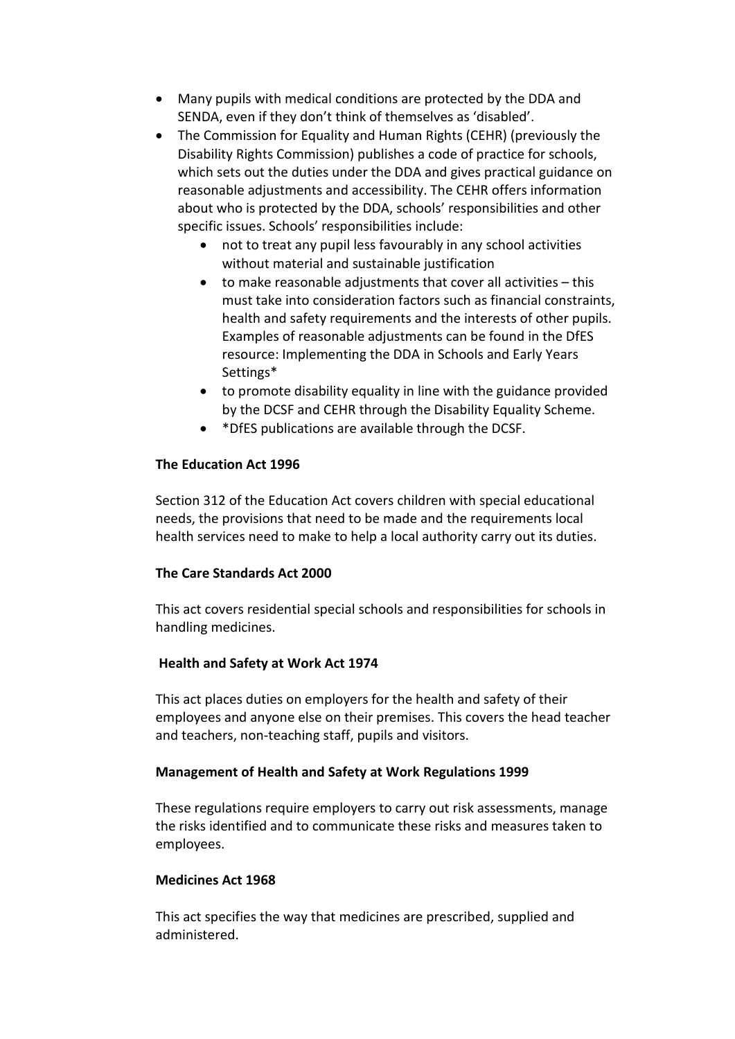- Many pupils with medical conditions are protected by the DDA and SENDA, even if they don't think of themselves as 'disabled'.
- The Commission for Equality and Human Rights (CEHR) (previously the Disability Rights Commission) publishes a code of practice for schools, which sets out the duties under the DDA and gives practical guidance on reasonable adjustments and accessibility. The CEHR offers information about who is protected by the DDA, schools' responsibilities and other specific issues. Schools' responsibilities include:
  - not to treat any pupil less favourably in any school activities without material and sustainable justification
  - to make reasonable adjustments that cover all activities – this must take into consideration factors such as financial constraints, health and safety requirements and the interests of other pupils. Examples of reasonable adjustments can be found in the DfES resource: Implementing the DDA in Schools and Early Years Settings*
  - to promote disability equality in line with the guidance provided by the DCSF and CEHR through the Disability Equality Scheme.
  - *DfES publications are available through the DCSF.

**The Education Act 1996**

Section 312 of the Education Act covers children with special educational needs, the provisions that need to be made and the requirements local health services need to make to help a local authority carry out its duties.

**The Care Standards Act 2000**

This act covers residential special schools and responsibilities for schools in handling medicines.

**Health and Safety at Work Act 1974**

This act places duties on employers for the health and safety of their employees and anyone else on their premises. This covers the head teacher and teachers, non-teaching staff, pupils and visitors.

**Management of Health and Safety at Work Regulations 1999**

These regulations require employers to carry out risk assessments, manage the risks identified and to communicate these risks and measures taken to employees.

**Medicines Act 1968**

This act specifies the way that medicines are prescribed, supplied and administered.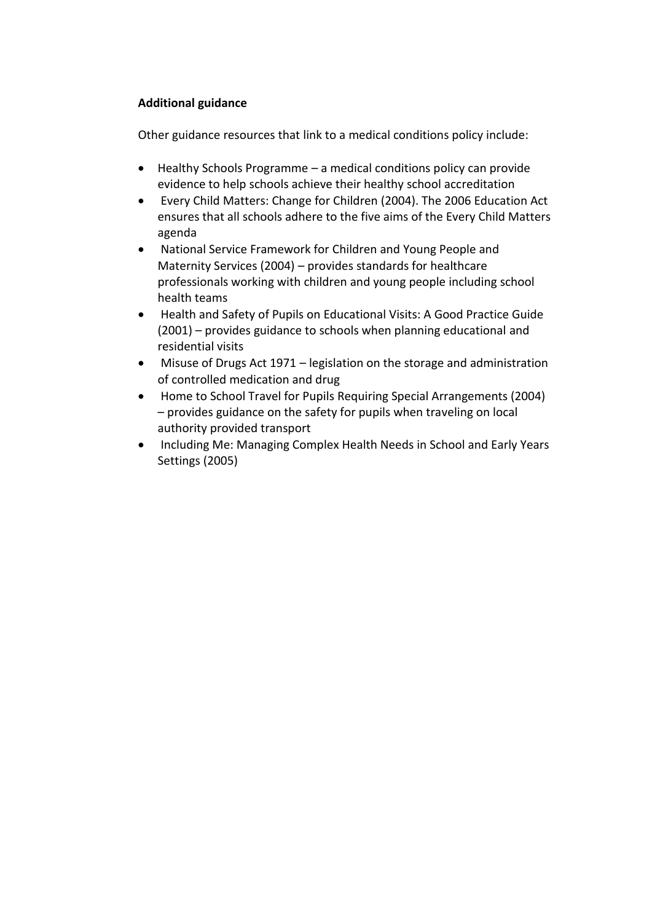**Additional guidance**

Other guidance resources that link to a medical conditions policy include:

- Healthy Schools Programme – a medical conditions policy can provide evidence to help schools achieve their healthy school accreditation
- Every Child Matters: Change for Children (2004). The 2006 Education Act ensures that all schools adhere to the five aims of the Every Child Matters agenda
- National Service Framework for Children and Young People and Maternity Services (2004) – provides standards for healthcare professionals working with children and young people including school health teams
- Health and Safety of Pupils on Educational Visits: A Good Practice Guide (2001) – provides guidance to schools when planning educational and residential visits
- Misuse of Drugs Act 1971 – legislation on the storage and administration of controlled medication and drug
- Home to School Travel for Pupils Requiring Special Arrangements (2004) – provides guidance on the safety for pupils when traveling on local authority provided transport
- Including Me: Managing Complex Health Needs in School and Early Years Settings (2005)